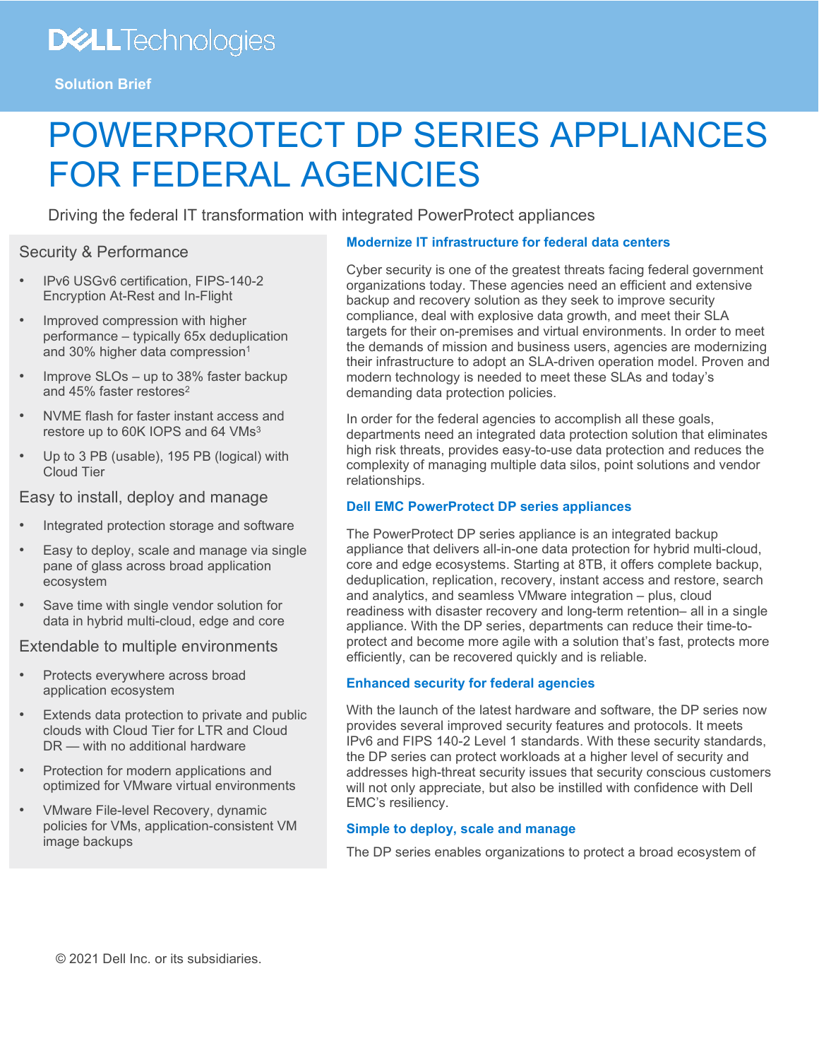Solution Brief

# POWERPROTECT DP SERIES APPLIANCES FOR FEDERAL AGENCIES

Driving the federal IT transformation with integrated PowerProtect appliances

### Security & Performance

- IPv6 USGv6 certification, FIPS-140-2 Encryption At-Rest and In-Flight
- Improved compression with higher performance – typically 65x deduplication and 30% higher data compression[1]
- Improve SLOs – up to 38% faster backup and 45% faster restores[2]
- NVME flash for faster instant access and restore up to 60K IOPS and 64 VMs[3]
- Up to 3 PB (usable), 195 PB (logical) with Cloud Tier

### Easy to install, deploy and manage

- Integrated protection storage and software
- Easy to deploy, scale and manage via single pane of glass across broad application ecosystem
- Save time with single vendor solution for data in hybrid multi-cloud, edge and core

### Extendable to multiple environments

- Protects everywhere across broad application ecosystem
- Extends data protection to private and public clouds with Cloud Tier for LTR and Cloud DR — with no additional hardware
- Protection for modern applications and optimized for VMware virtual environments
- VMware File-level Recovery, dynamic policies for VMs, application-consistent VM image backups

## Modernize IT infrastructure for federal data centers

Cyber security is one of the greatest threats facing federal government organizations today. These agencies need an efficient and extensive backup and recovery solution as they seek to improve security compliance, deal with explosive data growth, and meet their SLA targets for their on-premises and virtual environments. In order to meet the demands of mission and business users, agencies are modernizing their infrastructure to adopt an SLA-driven operation model. Proven and modern technology is needed to meet these SLAs and today's demanding data protection policies.

In order for the federal agencies to accomplish all these goals, departments need an integrated data protection solution that eliminates high risk threats, provides easy-to-use data protection and reduces the complexity of managing multiple data silos, point solutions and vendor relationships.

## Dell EMC PowerProtect DP series appliances

The PowerProtect DP series appliance is an integrated backup appliance that delivers all-in-one data protection for hybrid multi-cloud, core and edge ecosystems. Starting at 8TB, it offers complete backup, deduplication, replication, recovery, instant access and restore, search and analytics, and seamless VMware integration – plus, cloud readiness with disaster recovery and long-term retention– all in a single appliance. With the DP series, departments can reduce their time-to-protect and become more agile with a solution that's fast, protects more efficiently, can be recovered quickly and is reliable.

## Enhanced security for federal agencies

With the launch of the latest hardware and software, the DP series now provides several improved security features and protocols. It meets IPv6 and FIPS 140-2 Level 1 standards. With these security standards, the DP series can protect workloads at a higher level of security and addresses high-threat security issues that security conscious customers will not only appreciate, but also be instilled with confidence with Dell EMC's resiliency.

## Simple to deploy, scale and manage

The DP series enables organizations to protect a broad ecosystem of

© 2021 Dell Inc. or its subsidiaries.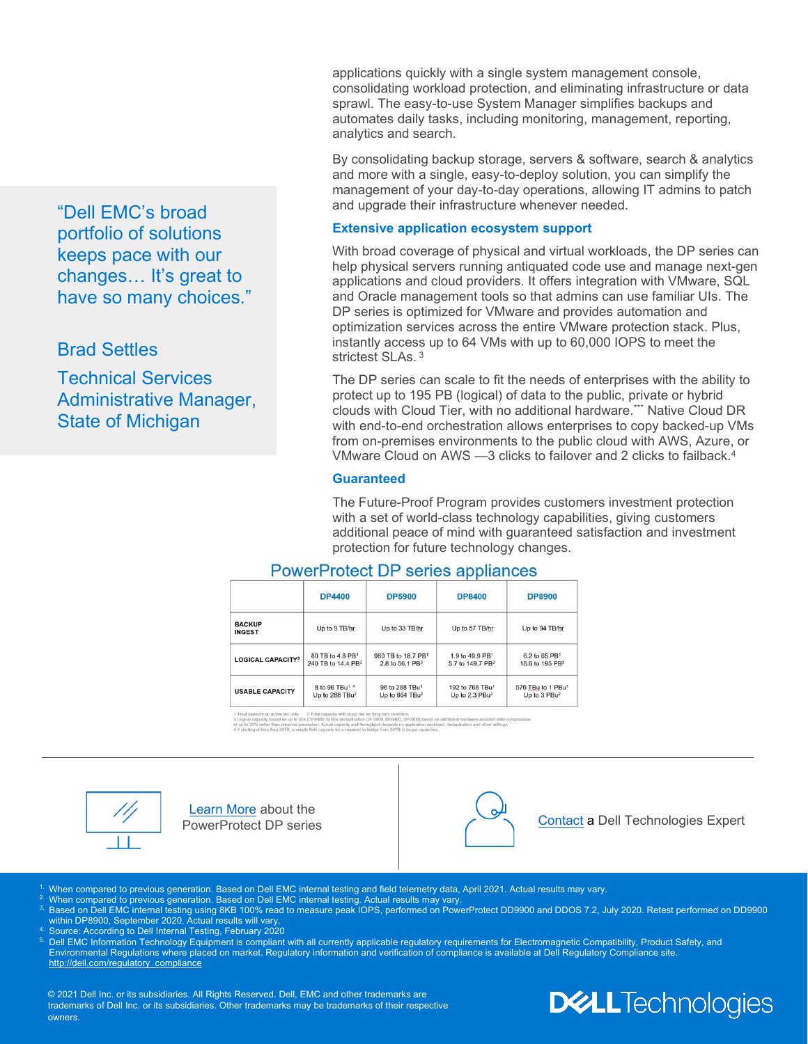applications quickly with a single system management console, consolidating workload protection, and eliminating infrastructure or data sprawl. The easy-to-use System Manager simplifies backups and automates daily tasks, including monitoring, management, reporting, analytics and search.

By consolidating backup storage, servers & software, search & analytics and more with a single, easy-to-deploy solution, you can simplify the management of your day-to-day operations, allowing IT admins to patch and upgrade their infrastructure whenever needed.

> "Dell EMC's broad portfolio of solutions keeps pace with our changes… It's great to have so many choices."
>
> Brad Settles
>
> Technical Services Administrative Manager, State of Michigan

### Extensive application ecosystem support

With broad coverage of physical and virtual workloads, the DP series can help physical servers running antiquated code use and manage next-gen applications and cloud providers. It offers integration with VMware, SQL and Oracle management tools so that admins can use familiar UIs. The DP series is optimized for VMware and provides automation and optimization services across the entire VMware protection stack. Plus, instantly access up to 64 VMs with up to 60,000 IOPS to meet the strictest SLAs. [3]

The DP series can scale to fit the needs of enterprises with the ability to protect up to 195 PB (logical) of data to the public, private or hybrid clouds with Cloud Tier, with no additional hardware.*** Native Cloud DR with end-to-end orchestration allows enterprises to copy backed-up VMs from on-premises environments to the public cloud with AWS, Azure, or VMware Cloud on AWS —3 clicks to failover and 2 clicks to failback.[4]

### Guaranteed

The Future-Proof Program provides customers investment protection with a set of world-class technology capabilities, giving customers additional peace of mind with guaranteed satisfaction and investment protection for future technology changes.

## PowerProtect DP series appliances

| | DP4400 | DP5900 | DP8400 | DP8900 |
|---|---|---|---|---|
| BACKUP INGEST | Up to 9 TB/hr | Up to 33 TB/hr | Up to 57 TB/hr | Up to 94 TB/hr |
| LOGICAL CAPACITY[3] | 80 TB to 4.8 PB[1] 240 TB to 14.4 PB[2] | 960 TB to 18.7 PB[1] 2.8 to 56.1 PB[2] | 1.9 to 49.9 PB[1] 5.7 to 149.7 PB[2] | 6.2 to 65 PB[1] 18.6 to 195 PB[2] |
| USABLE CAPACITY | 8 to 96 TBu[1, 4] Up to 288 TBu[2] | 96 to 288 TBu[1] Up to 864 TBu[2] | 192 to 768 TBu[1] Up to 2.3 PBu[2] | 576 TBu to 1 PBu[1] Up to 3 PBu[2] |

1 Total capacity on active tier only. 2 Total capacity with cloud tier for long term retention.
3 Logical capacity based on up to 50x (DP4400) to 65x deduplication (DP5900, DP8400, DP8900) based on additional hardware-assisted data compression of up to 30% better than previous generation. Actual capacity and throughput depends on application workload, deduplication and other settings.
4 If starting at less than 24TB, a simple field upgrade kit is required to bridge from 24TB to larger capacities.

Learn More about the PowerProtect DP series

Contact a Dell Technologies Expert

1. When compared to previous generation. Based on Dell EMC internal testing and field telemetry data, April 2021. Actual results may vary.
2. When compared to previous generation. Based on Dell EMC internal testing. Actual results may vary.
3. Based on Dell EMC internal testing using 8KB 100% read to measure peak IOPS, performed on PowerProtect DD9900 and DDOS 7.2, July 2020. Retest performed on DD9900 within DP8900, September 2020. Actual results will vary.
4. Source: According to Dell Internal Testing, February 2020
5. Dell EMC Information Technology Equipment is compliant with all currently applicable regulatory requirements for Electromagnetic Compatibility, Product Safety, and Environmental Regulations where placed on market. Regulatory information and verification of compliance is available at Dell Regulatory Compliance site. http://dell.com/regulatory_compliance

© 2021 Dell Inc. or its subsidiaries. All Rights Reserved. Dell, EMC and other trademarks are trademarks of Dell Inc. or its subsidiaries. Other trademarks may be trademarks of their respective owners.

DELL Technologies